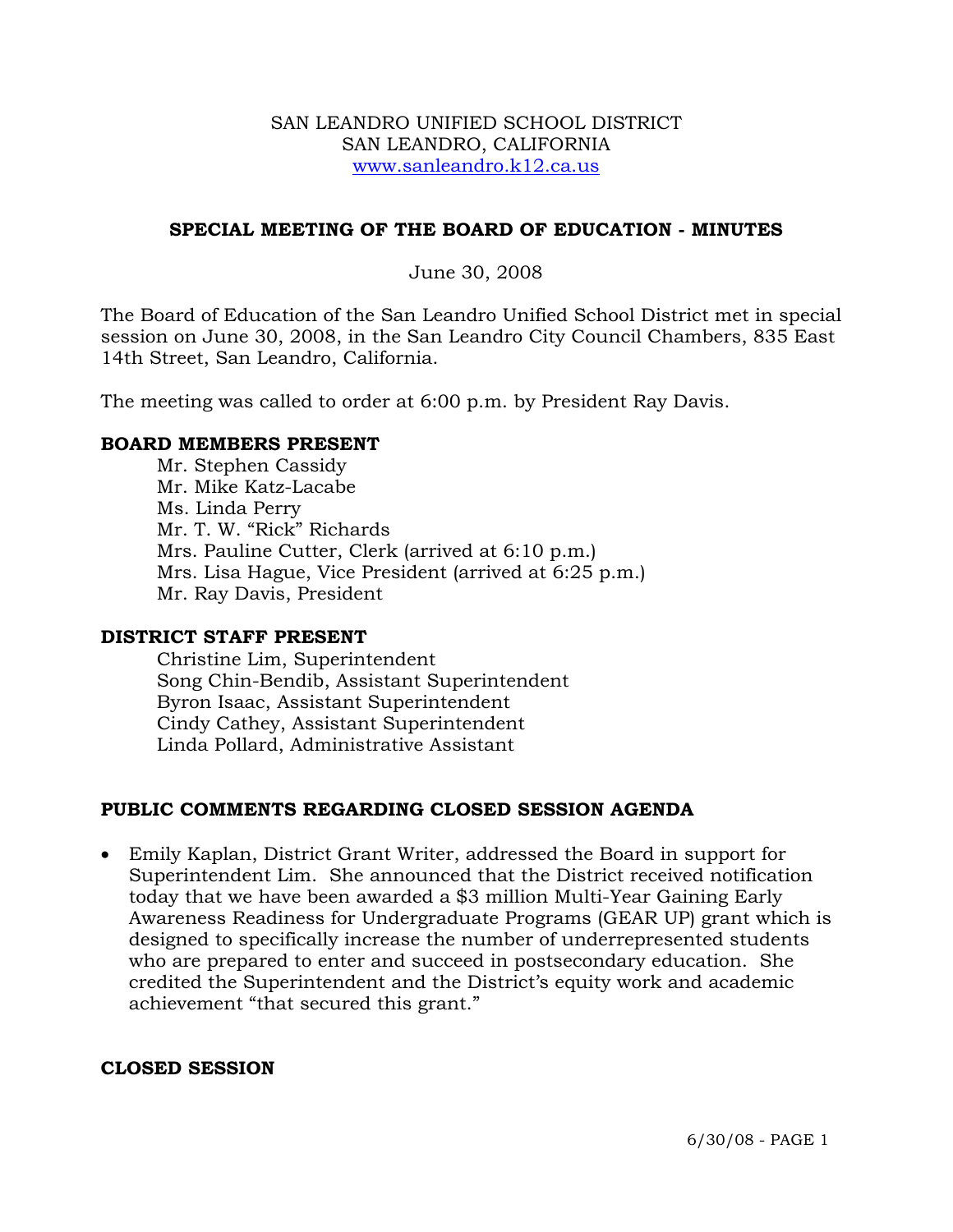SAN LEANDRO UNIFIED SCHOOL DISTRICT
SAN LEANDRO, CALIFORNIA
www.sanleandro.k12.ca.us

## SPECIAL MEETING OF THE BOARD OF EDUCATION - MINUTES

June 30, 2008

The Board of Education of the San Leandro Unified School District met in special session on June 30, 2008, in the San Leandro City Council Chambers, 835 East 14th Street, San Leandro, California.

The meeting was called to order at 6:00 p.m. by President Ray Davis.

### BOARD MEMBERS PRESENT

Mr. Stephen Cassidy
Mr. Mike Katz-Lacabe
Ms. Linda Perry
Mr. T. W. "Rick" Richards
Mrs. Pauline Cutter, Clerk (arrived at 6:10 p.m.)
Mrs. Lisa Hague, Vice President (arrived at 6:25 p.m.)
Mr. Ray Davis, President

### DISTRICT STAFF PRESENT

Christine Lim, Superintendent
Song Chin-Bendib, Assistant Superintendent
Byron Isaac, Assistant Superintendent
Cindy Cathey, Assistant Superintendent
Linda Pollard, Administrative Assistant

### PUBLIC COMMENTS REGARDING CLOSED SESSION AGENDA

- Emily Kaplan, District Grant Writer, addressed the Board in support for Superintendent Lim. She announced that the District received notification today that we have been awarded a $3 million Multi-Year Gaining Early Awareness Readiness for Undergraduate Programs (GEAR UP) grant which is designed to specifically increase the number of underrepresented students who are prepared to enter and succeed in postsecondary education. She credited the Superintendent and the District's equity work and academic achievement "that secured this grant."

### CLOSED SESSION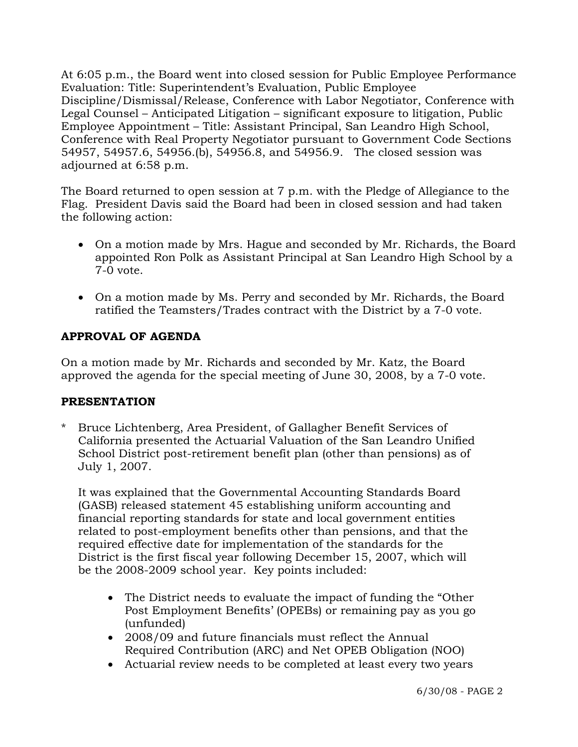At 6:05 p.m., the Board went into closed session for Public Employee Performance Evaluation: Title: Superintendent's Evaluation, Public Employee Discipline/Dismissal/Release, Conference with Labor Negotiator, Conference with Legal Counsel – Anticipated Litigation – significant exposure to litigation, Public Employee Appointment – Title: Assistant Principal, San Leandro High School, Conference with Real Property Negotiator pursuant to Government Code Sections 54957, 54957.6, 54956.(b), 54956.8, and 54956.9. The closed session was adjourned at 6:58 p.m.

The Board returned to open session at 7 p.m. with the Pledge of Allegiance to the Flag. President Davis said the Board had been in closed session and had taken the following action:

- On a motion made by Mrs. Hague and seconded by Mr. Richards, the Board appointed Ron Polk as Assistant Principal at San Leandro High School by a 7-0 vote.
- On a motion made by Ms. Perry and seconded by Mr. Richards, the Board ratified the Teamsters/Trades contract with the District by a 7-0 vote.

**APPROVAL OF AGENDA**

On a motion made by Mr. Richards and seconded by Mr. Katz, the Board approved the agenda for the special meeting of June 30, 2008, by a 7-0 vote.

**PRESENTATION**

\* Bruce Lichtenberg, Area President, of Gallagher Benefit Services of California presented the Actuarial Valuation of the San Leandro Unified School District post-retirement benefit plan (other than pensions) as of July 1, 2007.

It was explained that the Governmental Accounting Standards Board (GASB) released statement 45 establishing uniform accounting and financial reporting standards for state and local government entities related to post-employment benefits other than pensions, and that the required effective date for implementation of the standards for the District is the first fiscal year following December 15, 2007, which will be the 2008-2009 school year. Key points included:

- The District needs to evaluate the impact of funding the "Other Post Employment Benefits' (OPEBs) or remaining pay as you go (unfunded)
- 2008/09 and future financials must reflect the Annual Required Contribution (ARC) and Net OPEB Obligation (NOO)
- Actuarial review needs to be completed at least every two years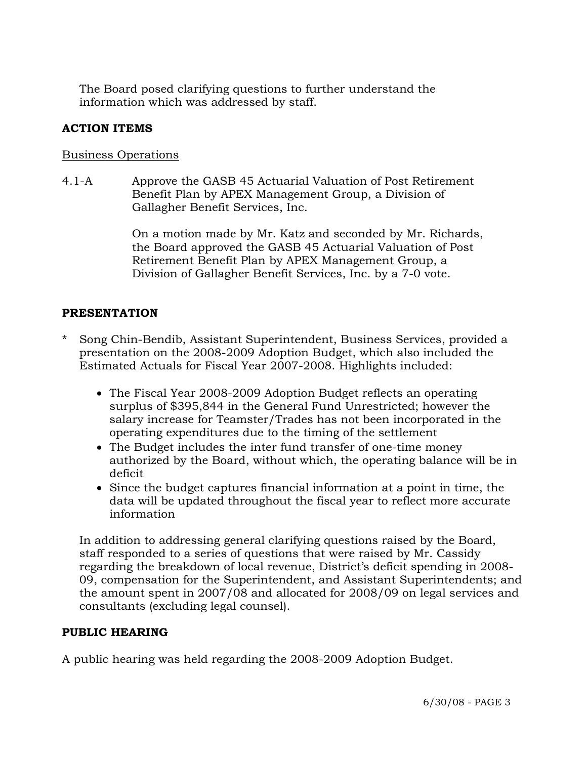The Board posed clarifying questions to further understand the information which was addressed by staff.

## ACTION ITEMS

Business Operations

4.1-A Approve the GASB 45 Actuarial Valuation of Post Retirement Benefit Plan by APEX Management Group, a Division of Gallagher Benefit Services, Inc.

On a motion made by Mr. Katz and seconded by Mr. Richards, the Board approved the GASB 45 Actuarial Valuation of Post Retirement Benefit Plan by APEX Management Group, a Division of Gallagher Benefit Services, Inc. by a 7-0 vote.

## PRESENTATION

* Song Chin-Bendib, Assistant Superintendent, Business Services, provided a presentation on the 2008-2009 Adoption Budget, which also included the Estimated Actuals for Fiscal Year 2007-2008. Highlights included:

  - The Fiscal Year 2008-2009 Adoption Budget reflects an operating surplus of $395,844 in the General Fund Unrestricted; however the salary increase for Teamster/Trades has not been incorporated in the operating expenditures due to the timing of the settlement
  - The Budget includes the inter fund transfer of one-time money authorized by the Board, without which, the operating balance will be in deficit
  - Since the budget captures financial information at a point in time, the data will be updated throughout the fiscal year to reflect more accurate information

  In addition to addressing general clarifying questions raised by the Board, staff responded to a series of questions that were raised by Mr. Cassidy regarding the breakdown of local revenue, District's deficit spending in 2008-09, compensation for the Superintendent, and Assistant Superintendents; and the amount spent in 2007/08 and allocated for 2008/09 on legal services and consultants (excluding legal counsel).

## PUBLIC HEARING

A public hearing was held regarding the 2008-2009 Adoption Budget.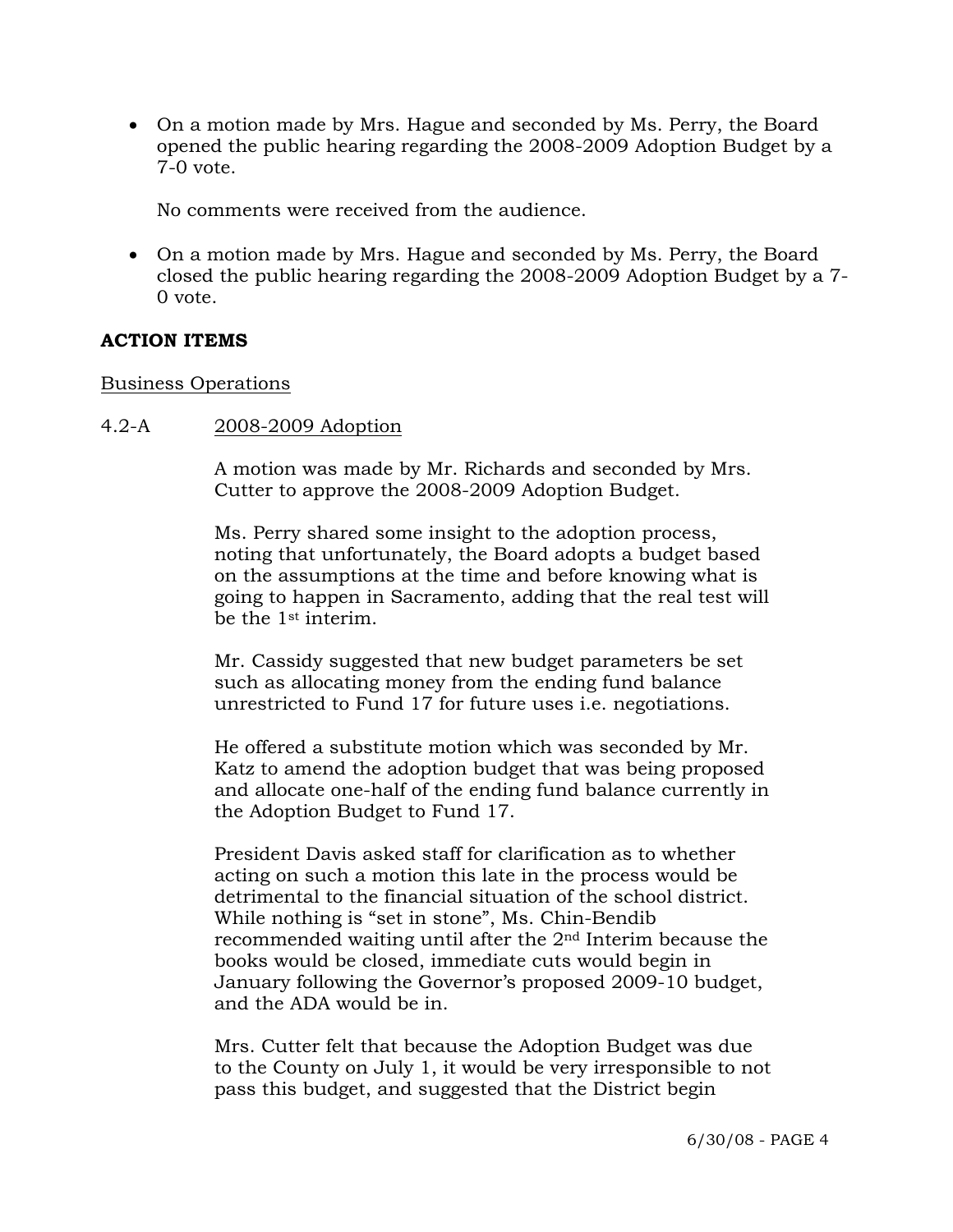- On a motion made by Mrs. Hague and seconded by Ms. Perry, the Board opened the public hearing regarding the 2008-2009 Adoption Budget by a 7-0 vote.

  No comments were received from the audience.

- On a motion made by Mrs. Hague and seconded by Ms. Perry, the Board closed the public hearing regarding the 2008-2009 Adoption Budget by a 7-0 vote.

**ACTION ITEMS**

Business Operations

4.2-A 2008-2009 Adoption

A motion was made by Mr. Richards and seconded by Mrs. Cutter to approve the 2008-2009 Adoption Budget.

Ms. Perry shared some insight to the adoption process, noting that unfortunately, the Board adopts a budget based on the assumptions at the time and before knowing what is going to happen in Sacramento, adding that the real test will be the 1st interim.

Mr. Cassidy suggested that new budget parameters be set such as allocating money from the ending fund balance unrestricted to Fund 17 for future uses i.e. negotiations.

He offered a substitute motion which was seconded by Mr. Katz to amend the adoption budget that was being proposed and allocate one-half of the ending fund balance currently in the Adoption Budget to Fund 17.

President Davis asked staff for clarification as to whether acting on such a motion this late in the process would be detrimental to the financial situation of the school district. While nothing is "set in stone", Ms. Chin-Bendib recommended waiting until after the 2nd Interim because the books would be closed, immediate cuts would begin in January following the Governor's proposed 2009-10 budget, and the ADA would be in.

Mrs. Cutter felt that because the Adoption Budget was due to the County on July 1, it would be very irresponsible to not pass this budget, and suggested that the District begin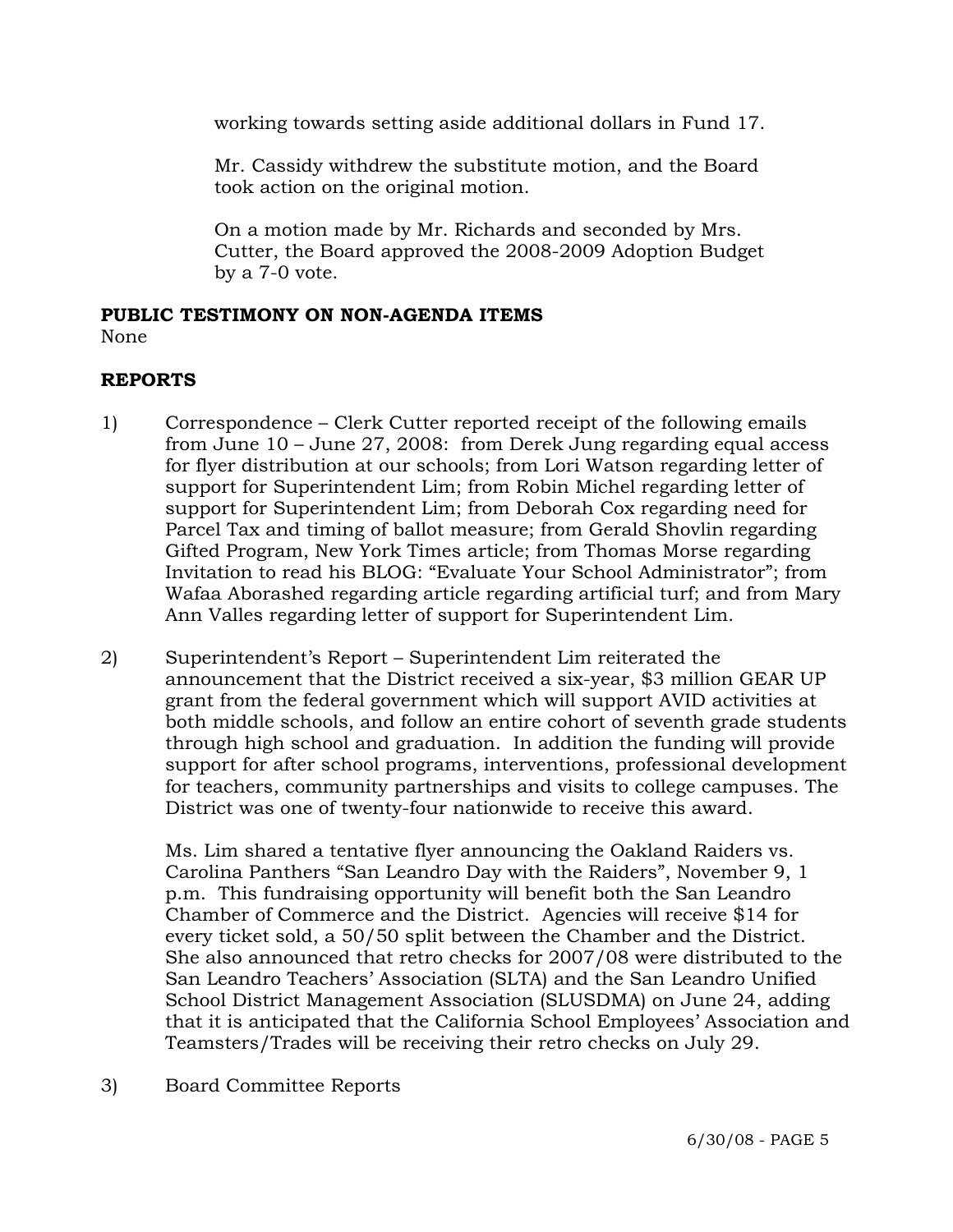working towards setting aside additional dollars in Fund 17.

Mr. Cassidy withdrew the substitute motion, and the Board took action on the original motion.

On a motion made by Mr. Richards and seconded by Mrs. Cutter, the Board approved the 2008-2009 Adoption Budget by a 7-0 vote.

**PUBLIC TESTIMONY ON NON-AGENDA ITEMS**

None

**REPORTS**

1) Correspondence – Clerk Cutter reported receipt of the following emails from June 10 – June 27, 2008: from Derek Jung regarding equal access for flyer distribution at our schools; from Lori Watson regarding letter of support for Superintendent Lim; from Robin Michel regarding letter of support for Superintendent Lim; from Deborah Cox regarding need for Parcel Tax and timing of ballot measure; from Gerald Shovlin regarding Gifted Program, New York Times article; from Thomas Morse regarding Invitation to read his BLOG: "Evaluate Your School Administrator"; from Wafaa Aborashed regarding article regarding artificial turf; and from Mary Ann Valles regarding letter of support for Superintendent Lim.

2) Superintendent's Report – Superintendent Lim reiterated the announcement that the District received a six-year, $3 million GEAR UP grant from the federal government which will support AVID activities at both middle schools, and follow an entire cohort of seventh grade students through high school and graduation. In addition the funding will provide support for after school programs, interventions, professional development for teachers, community partnerships and visits to college campuses. The District was one of twenty-four nationwide to receive this award.

   Ms. Lim shared a tentative flyer announcing the Oakland Raiders vs. Carolina Panthers "San Leandro Day with the Raiders", November 9, 1 p.m. This fundraising opportunity will benefit both the San Leandro Chamber of Commerce and the District. Agencies will receive $14 for every ticket sold, a 50/50 split between the Chamber and the District. She also announced that retro checks for 2007/08 were distributed to the San Leandro Teachers' Association (SLTA) and the San Leandro Unified School District Management Association (SLUSDMA) on June 24, adding that it is anticipated that the California School Employees' Association and Teamsters/Trades will be receiving their retro checks on July 29.

3) Board Committee Reports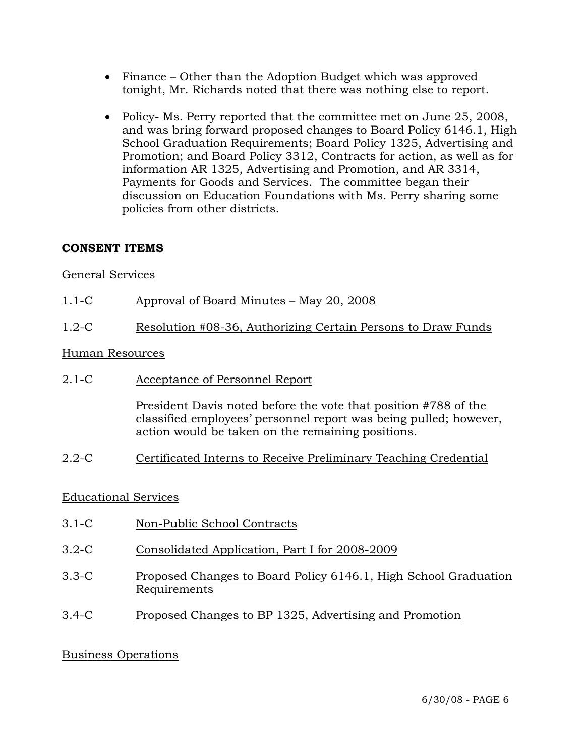- Finance – Other than the Adoption Budget which was approved tonight, Mr. Richards noted that there was nothing else to report.

- Policy- Ms. Perry reported that the committee met on June 25, 2008, and was bring forward proposed changes to Board Policy 6146.1, High School Graduation Requirements; Board Policy 1325, Advertising and Promotion; and Board Policy 3312, Contracts for action, as well as for information AR 1325, Advertising and Promotion, and AR 3314, Payments for Goods and Services. The committee began their discussion on Education Foundations with Ms. Perry sharing some policies from other districts.

## CONSENT ITEMS

General Services

1.1-C Approval of Board Minutes – May 20, 2008

1.2-C Resolution #08-36, Authorizing Certain Persons to Draw Funds

Human Resources

2.1-C Acceptance of Personnel Report

President Davis noted before the vote that position #788 of the classified employees' personnel report was being pulled; however, action would be taken on the remaining positions.

2.2-C Certificated Interns to Receive Preliminary Teaching Credential

Educational Services

3.1-C Non-Public School Contracts

3.2-C Consolidated Application, Part I for 2008-2009

3.3-C Proposed Changes to Board Policy 6146.1, High School Graduation Requirements

3.4-C Proposed Changes to BP 1325, Advertising and Promotion

Business Operations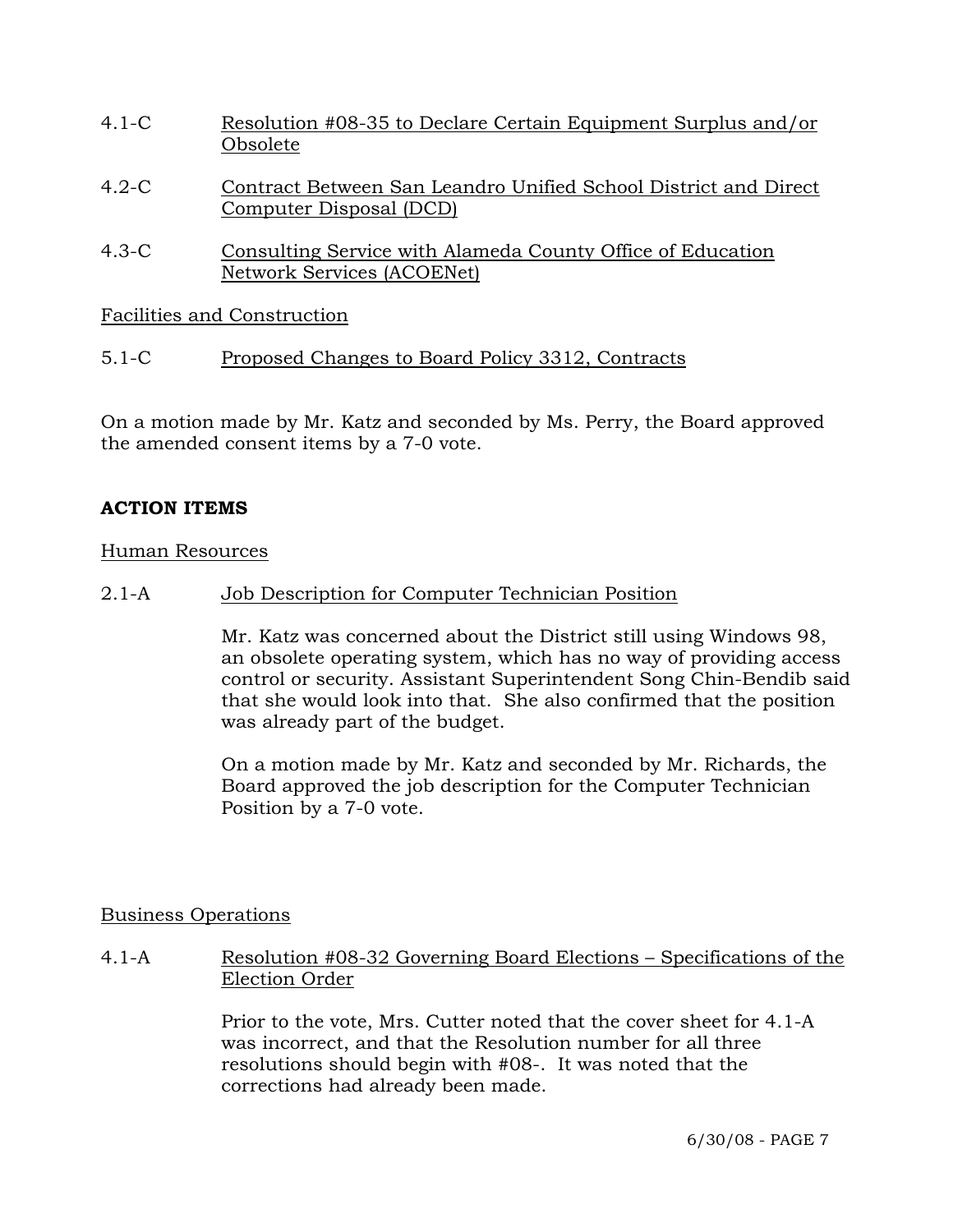4.1-C Resolution #08-35 to Declare Certain Equipment Surplus and/or Obsolete

4.2-C Contract Between San Leandro Unified School District and Direct Computer Disposal (DCD)

4.3-C Consulting Service with Alameda County Office of Education Network Services (ACOENet)

Facilities and Construction

5.1-C Proposed Changes to Board Policy 3312, Contracts

On a motion made by Mr. Katz and seconded by Ms. Perry, the Board approved the amended consent items by a 7-0 vote.

**ACTION ITEMS**

Human Resources

2.1-A Job Description for Computer Technician Position

Mr. Katz was concerned about the District still using Windows 98, an obsolete operating system, which has no way of providing access control or security. Assistant Superintendent Song Chin-Bendib said that she would look into that. She also confirmed that the position was already part of the budget.

On a motion made by Mr. Katz and seconded by Mr. Richards, the Board approved the job description for the Computer Technician Position by a 7-0 vote.

Business Operations

4.1-A Resolution #08-32 Governing Board Elections – Specifications of the Election Order

Prior to the vote, Mrs. Cutter noted that the cover sheet for 4.1-A was incorrect, and that the Resolution number for all three resolutions should begin with #08-. It was noted that the corrections had already been made.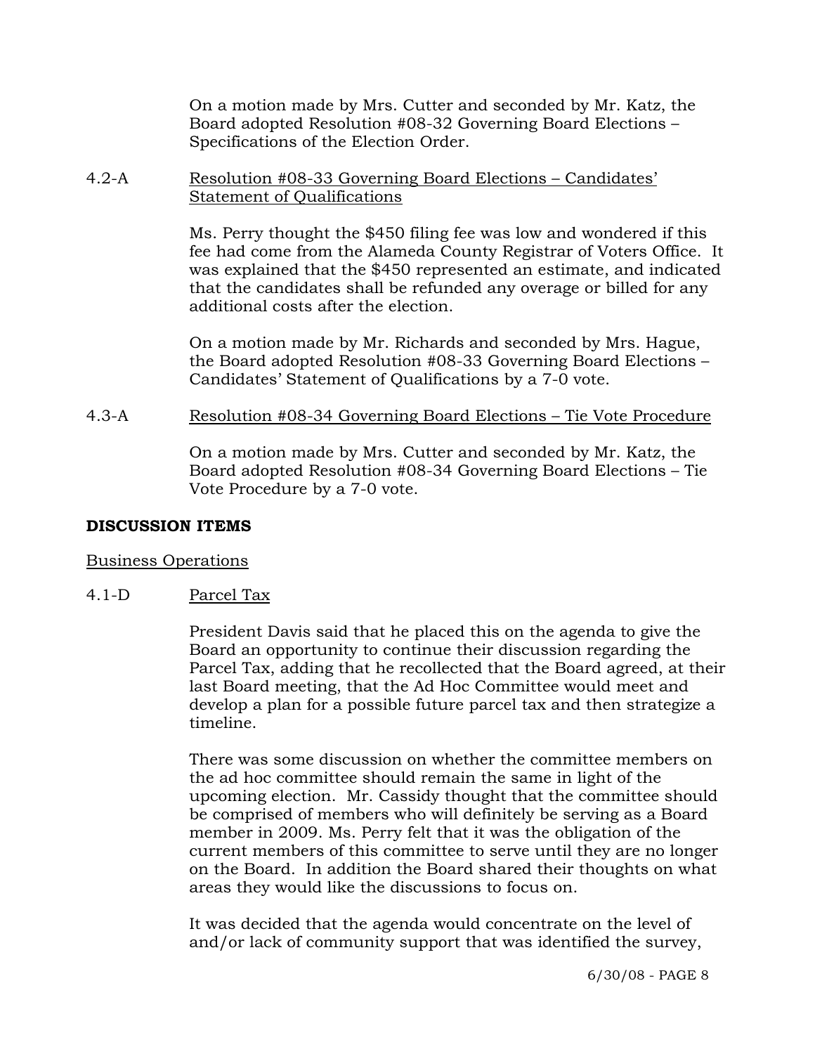On a motion made by Mrs. Cutter and seconded by Mr. Katz, the Board adopted Resolution #08-32 Governing Board Elections – Specifications of the Election Order.

4.2-A Resolution #08-33 Governing Board Elections – Candidates' Statement of Qualifications

Ms. Perry thought the $450 filing fee was low and wondered if this fee had come from the Alameda County Registrar of Voters Office. It was explained that the $450 represented an estimate, and indicated that the candidates shall be refunded any overage or billed for any additional costs after the election.

On a motion made by Mr. Richards and seconded by Mrs. Hague, the Board adopted Resolution #08-33 Governing Board Elections – Candidates' Statement of Qualifications by a 7-0 vote.

4.3-A Resolution #08-34 Governing Board Elections – Tie Vote Procedure

On a motion made by Mrs. Cutter and seconded by Mr. Katz, the Board adopted Resolution #08-34 Governing Board Elections – Tie Vote Procedure by a 7-0 vote.

**DISCUSSION ITEMS**

Business Operations

4.1-D Parcel Tax

President Davis said that he placed this on the agenda to give the Board an opportunity to continue their discussion regarding the Parcel Tax, adding that he recollected that the Board agreed, at their last Board meeting, that the Ad Hoc Committee would meet and develop a plan for a possible future parcel tax and then strategize a timeline.

There was some discussion on whether the committee members on the ad hoc committee should remain the same in light of the upcoming election. Mr. Cassidy thought that the committee should be comprised of members who will definitely be serving as a Board member in 2009. Ms. Perry felt that it was the obligation of the current members of this committee to serve until they are no longer on the Board. In addition the Board shared their thoughts on what areas they would like the discussions to focus on.

It was decided that the agenda would concentrate on the level of and/or lack of community support that was identified the survey,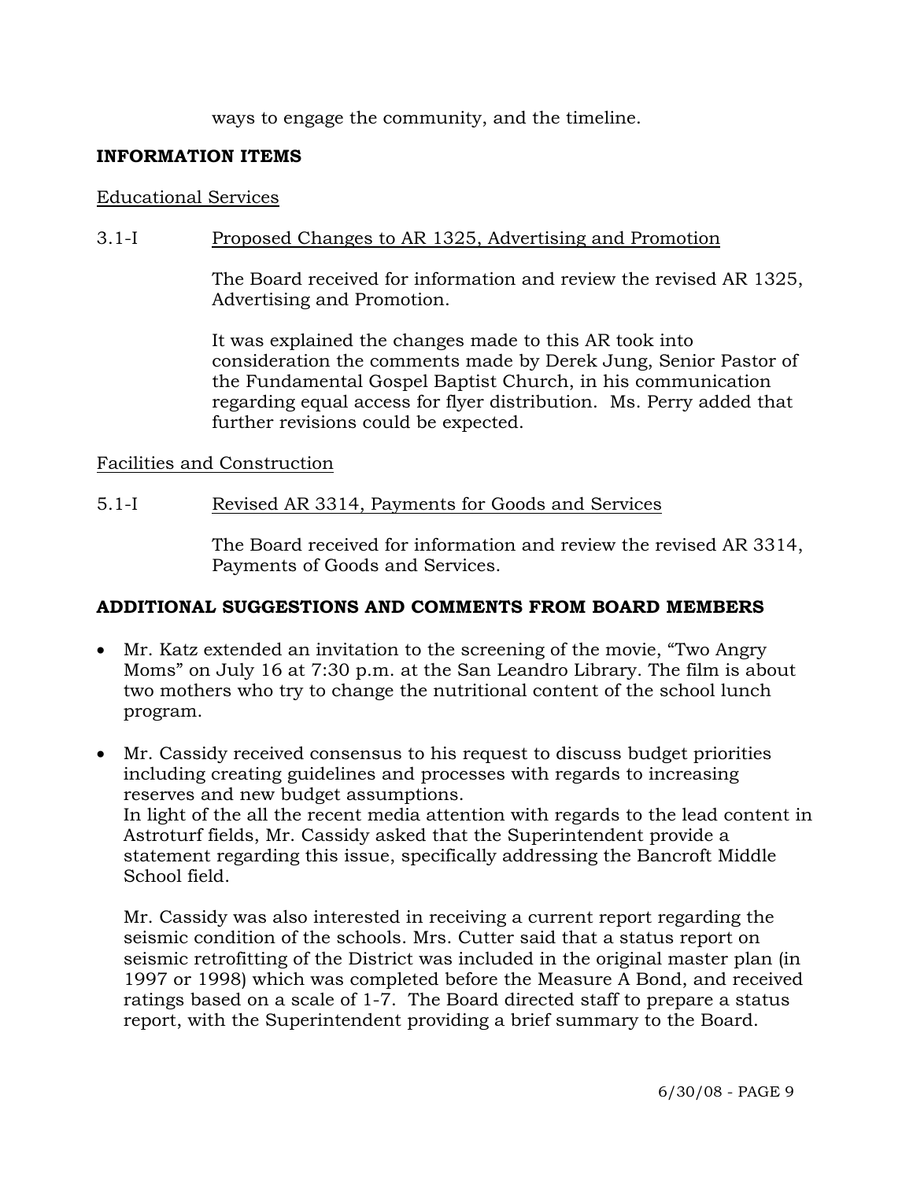ways to engage the community, and the timeline.

**INFORMATION ITEMS**

Educational Services

3.1-I Proposed Changes to AR 1325, Advertising and Promotion

The Board received for information and review the revised AR 1325, Advertising and Promotion.

It was explained the changes made to this AR took into consideration the comments made by Derek Jung, Senior Pastor of the Fundamental Gospel Baptist Church, in his communication regarding equal access for flyer distribution. Ms. Perry added that further revisions could be expected.

Facilities and Construction

5.1-I Revised AR 3314, Payments for Goods and Services

The Board received for information and review the revised AR 3314, Payments of Goods and Services.

**ADDITIONAL SUGGESTIONS AND COMMENTS FROM BOARD MEMBERS**

- Mr. Katz extended an invitation to the screening of the movie, "Two Angry Moms" on July 16 at 7:30 p.m. at the San Leandro Library. The film is about two mothers who try to change the nutritional content of the school lunch program.

- Mr. Cassidy received consensus to his request to discuss budget priorities including creating guidelines and processes with regards to increasing reserves and new budget assumptions.
  In light of the all the recent media attention with regards to the lead content in Astroturf fields, Mr. Cassidy asked that the Superintendent provide a statement regarding this issue, specifically addressing the Bancroft Middle School field.

  Mr. Cassidy was also interested in receiving a current report regarding the seismic condition of the schools. Mrs. Cutter said that a status report on seismic retrofitting of the District was included in the original master plan (in 1997 or 1998) which was completed before the Measure A Bond, and received ratings based on a scale of 1-7. The Board directed staff to prepare a status report, with the Superintendent providing a brief summary to the Board.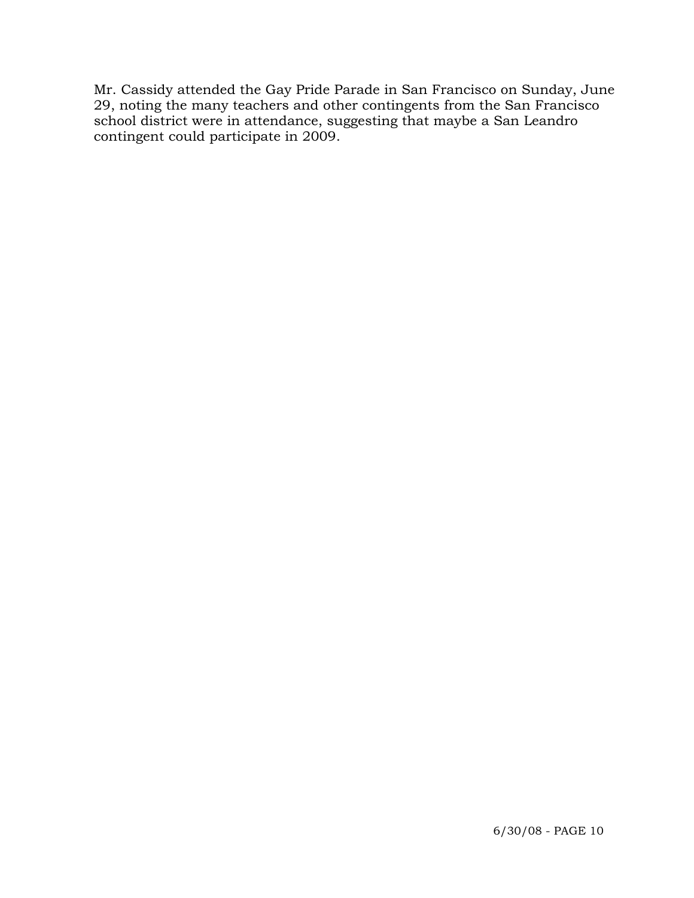Mr. Cassidy attended the Gay Pride Parade in San Francisco on Sunday, June 29, noting the many teachers and other contingents from the San Francisco school district were in attendance, suggesting that maybe a San Leandro contingent could participate in 2009.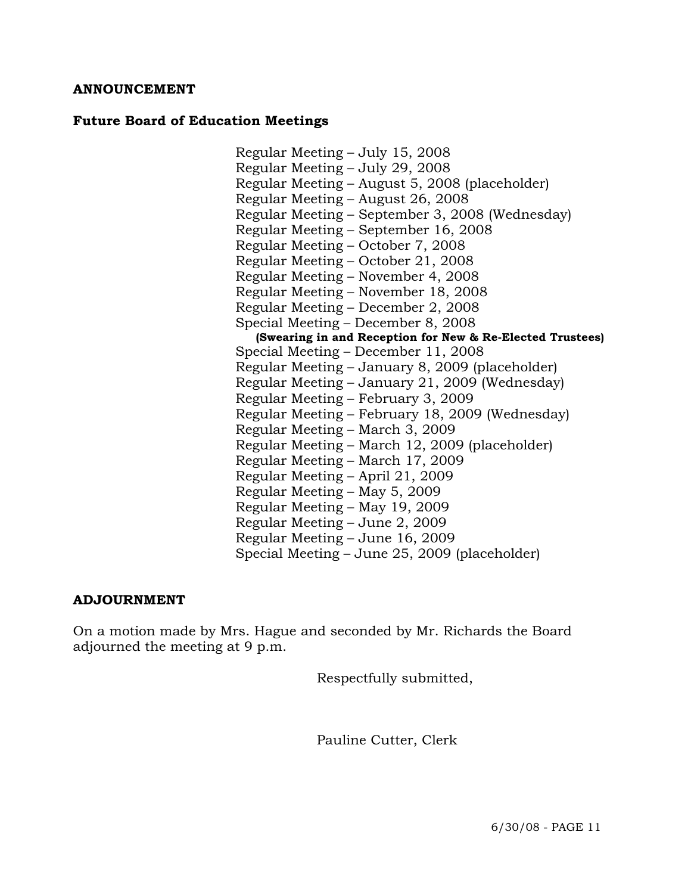**ANNOUNCEMENT**

**Future Board of Education Meetings**

Regular Meeting – July 15, 2008
Regular Meeting – July 29, 2008
Regular Meeting – August 5, 2008 (placeholder)
Regular Meeting – August 26, 2008
Regular Meeting – September 3, 2008 (Wednesday)
Regular Meeting – September 16, 2008
Regular Meeting – October 7, 2008
Regular Meeting – October 21, 2008
Regular Meeting – November 4, 2008
Regular Meeting – November 18, 2008
Regular Meeting – December 2, 2008
Special Meeting – December 8, 2008
**(Swearing in and Reception for New & Re-Elected Trustees)**
Special Meeting – December 11, 2008
Regular Meeting – January 8, 2009 (placeholder)
Regular Meeting – January 21, 2009 (Wednesday)
Regular Meeting – February 3, 2009
Regular Meeting – February 18, 2009 (Wednesday)
Regular Meeting – March 3, 2009
Regular Meeting – March 12, 2009 (placeholder)
Regular Meeting – March 17, 2009
Regular Meeting – April 21, 2009
Regular Meeting – May 5, 2009
Regular Meeting – May 19, 2009
Regular Meeting – June 2, 2009
Regular Meeting – June 16, 2009
Special Meeting – June 25, 2009 (placeholder)

**ADJOURNMENT**

On a motion made by Mrs. Hague and seconded by Mr. Richards the Board adjourned the meeting at 9 p.m.

Respectfully submitted,

Pauline Cutter, Clerk